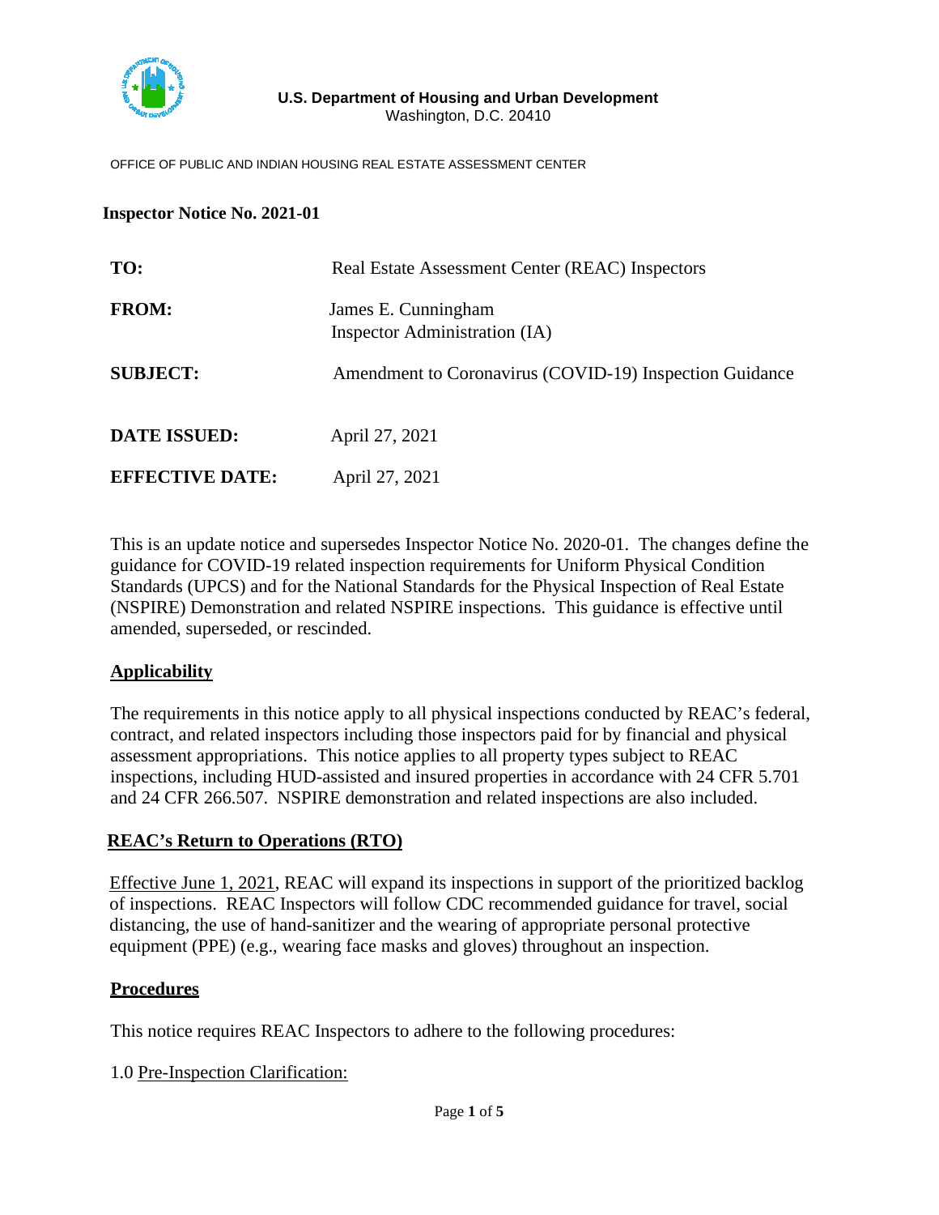**U.S. Department of Housing and Urban Development**
Washington, D.C. 20410

OFFICE OF PUBLIC AND INDIAN HOUSING REAL ESTATE ASSESSMENT CENTER

**Inspector Notice No. 2021-01**

| | |
|---|---|
| **TO:** | Real Estate Assessment Center (REAC) Inspectors |
| **FROM:** | James E. Cunningham<br>Inspector Administration (IA) |
| **SUBJECT:** | Amendment to Coronavirus (COVID-19) Inspection Guidance |
| **DATE ISSUED:** | April 27, 2021 |
| **EFFECTIVE DATE:** | April 27, 2021 |

This is an update notice and supersedes Inspector Notice No. 2020-01. The changes define the guidance for COVID-19 related inspection requirements for Uniform Physical Condition Standards (UPCS) and for the National Standards for the Physical Inspection of Real Estate (NSPIRE) Demonstration and related NSPIRE inspections. This guidance is effective until amended, superseded, or rescinded.

## Applicability

The requirements in this notice apply to all physical inspections conducted by REAC's federal, contract, and related inspectors including those inspectors paid for by financial and physical assessment appropriations. This notice applies to all property types subject to REAC inspections, including HUD-assisted and insured properties in accordance with 24 CFR 5.701 and 24 CFR 266.507. NSPIRE demonstration and related inspections are also included.

## REAC's Return to Operations (RTO)

Effective June 1, 2021, REAC will expand its inspections in support of the prioritized backlog of inspections. REAC Inspectors will follow CDC recommended guidance for travel, social distancing, the use of hand-sanitizer and the wearing of appropriate personal protective equipment (PPE) (e.g., wearing face masks and gloves) throughout an inspection.

## Procedures

This notice requires REAC Inspectors to adhere to the following procedures:

1.0 Pre-Inspection Clarification: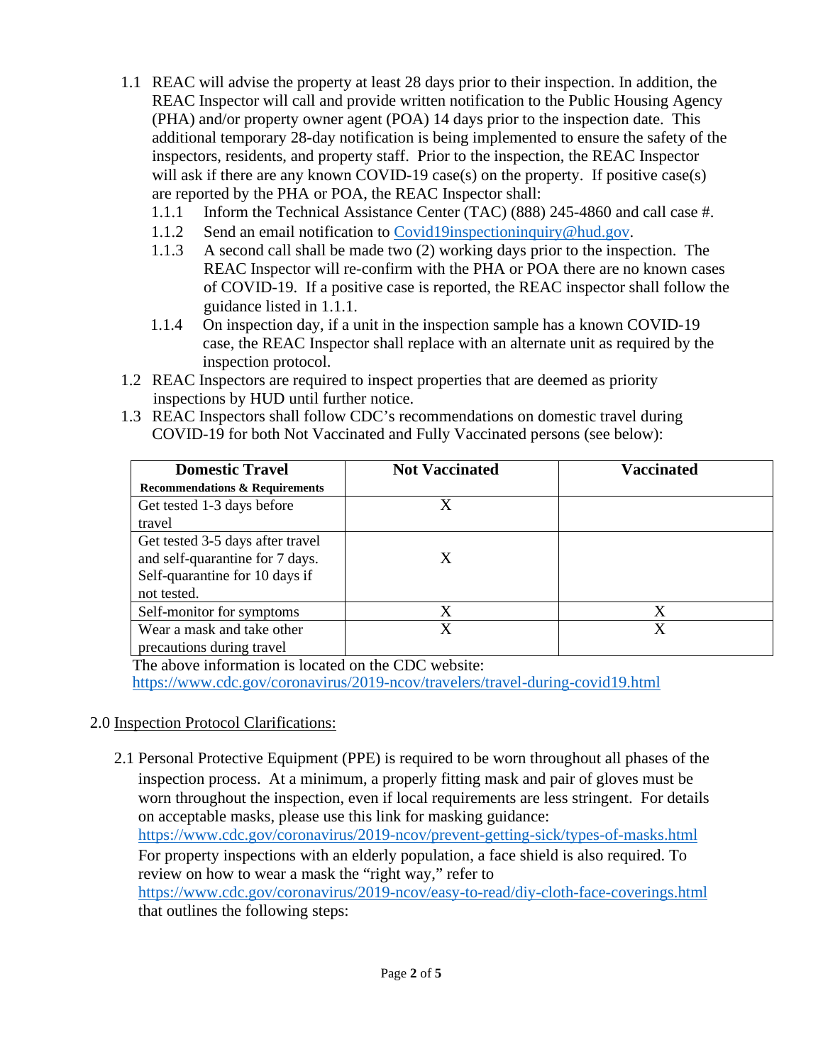1.1 REAC will advise the property at least 28 days prior to their inspection. In addition, the REAC Inspector will call and provide written notification to the Public Housing Agency (PHA) and/or property owner agent (POA) 14 days prior to the inspection date. This additional temporary 28-day notification is being implemented to ensure the safety of the inspectors, residents, and property staff. Prior to the inspection, the REAC Inspector will ask if there are any known COVID-19 case(s) on the property. If positive case(s) are reported by the PHA or POA, the REAC Inspector shall:

- 1.1.1 Inform the Technical Assistance Center (TAC) (888) 245-4860 and call case #.
- 1.1.2 Send an email notification to Covid19inspectioninquiry@hud.gov.
- 1.1.3 A second call shall be made two (2) working days prior to the inspection. The REAC Inspector will re-confirm with the PHA or POA there are no known cases of COVID-19. If a positive case is reported, the REAC inspector shall follow the guidance listed in 1.1.1.
- 1.1.4 On inspection day, if a unit in the inspection sample has a known COVID-19 case, the REAC Inspector shall replace with an alternate unit as required by the inspection protocol.

1.2 REAC Inspectors are required to inspect properties that are deemed as priority inspections by HUD until further notice.

1.3 REAC Inspectors shall follow CDC's recommendations on domestic travel during COVID-19 for both Not Vaccinated and Fully Vaccinated persons (see below):

| **Domestic Travel** **Recommendations & Requirements** | **Not Vaccinated** | **Vaccinated** |
|---|---|---|
| Get tested 1-3 days before travel | X | |
| Get tested 3-5 days after travel and self-quarantine for 7 days. Self-quarantine for 10 days if not tested. | X | |
| Self-monitor for symptoms | X | X |
| Wear a mask and take other precautions during travel | X | X |

The above information is located on the CDC website: https://www.cdc.gov/coronavirus/2019-ncov/travelers/travel-during-covid19.html

## 2.0 Inspection Protocol Clarifications:

2.1 Personal Protective Equipment (PPE) is required to be worn throughout all phases of the inspection process. At a minimum, a properly fitting mask and pair of gloves must be worn throughout the inspection, even if local requirements are less stringent. For details on acceptable masks, please use this link for masking guidance: https://www.cdc.gov/coronavirus/2019-ncov/prevent-getting-sick/types-of-masks.html For property inspections with an elderly population, a face shield is also required. To review on how to wear a mask the "right way," refer to https://www.cdc.gov/coronavirus/2019-ncov/easy-to-read/diy-cloth-face-coverings.html that outlines the following steps: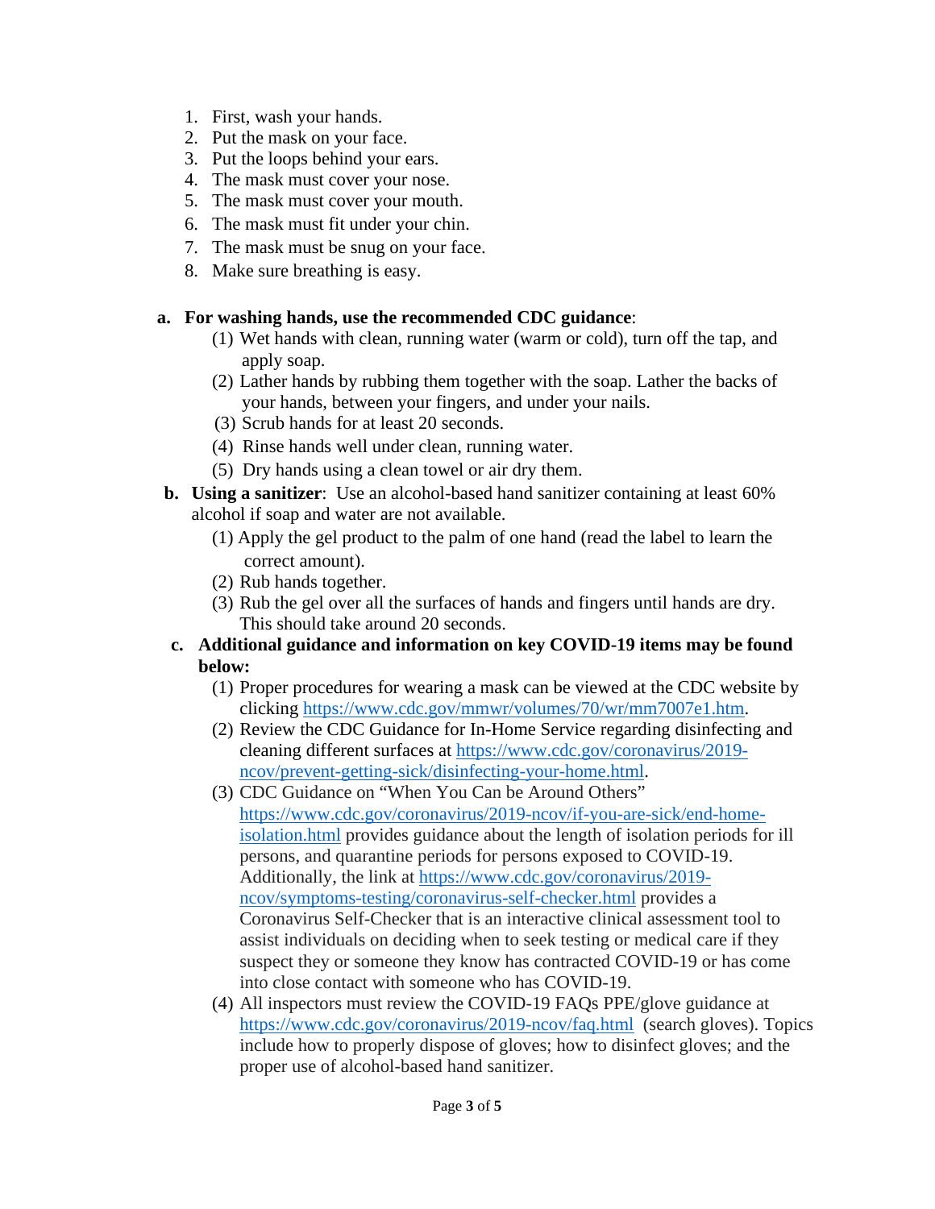1. First, wash your hands.
2. Put the mask on your face.
3. Put the loops behind your ears.
4. The mask must cover your nose.
5. The mask must cover your mouth.
6. The mask must fit under your chin.
7. The mask must be snug on your face.
8. Make sure breathing is easy.

**a. For washing hands, use the recommended CDC guidance**:

(1) Wet hands with clean, running water (warm or cold), turn off the tap, and apply soap.

(2) Lather hands by rubbing them together with the soap. Lather the backs of your hands, between your fingers, and under your nails.

(3) Scrub hands for at least 20 seconds.

(4) Rinse hands well under clean, running water.

(5) Dry hands using a clean towel or air dry them.

**b. Using a sanitizer**: Use an alcohol-based hand sanitizer containing at least 60% alcohol if soap and water are not available.

(1) Apply the gel product to the palm of one hand (read the label to learn the correct amount).

(2) Rub hands together.

(3) Rub the gel over all the surfaces of hands and fingers until hands are dry. This should take around 20 seconds.

**c. Additional guidance and information on key COVID-19 items may be found below:**

(1) Proper procedures for wearing a mask can be viewed at the CDC website by clicking https://www.cdc.gov/mmwr/volumes/70/wr/mm7007e1.htm.

(2) Review the CDC Guidance for In-Home Service regarding disinfecting and cleaning different surfaces at https://www.cdc.gov/coronavirus/2019-ncov/prevent-getting-sick/disinfecting-your-home.html.

(3) CDC Guidance on "When You Can be Around Others" https://www.cdc.gov/coronavirus/2019-ncov/if-you-are-sick/end-home-isolation.html provides guidance about the length of isolation periods for ill persons, and quarantine periods for persons exposed to COVID-19. Additionally, the link at https://www.cdc.gov/coronavirus/2019-ncov/symptoms-testing/coronavirus-self-checker.html provides a Coronavirus Self-Checker that is an interactive clinical assessment tool to assist individuals on deciding when to seek testing or medical care if they suspect they or someone they know has contracted COVID-19 or has come into close contact with someone who has COVID-19.

(4) All inspectors must review the COVID-19 FAQs PPE/glove guidance at https://www.cdc.gov/coronavirus/2019-ncov/faq.html (search gloves). Topics include how to properly dispose of gloves; how to disinfect gloves; and the proper use of alcohol-based hand sanitizer.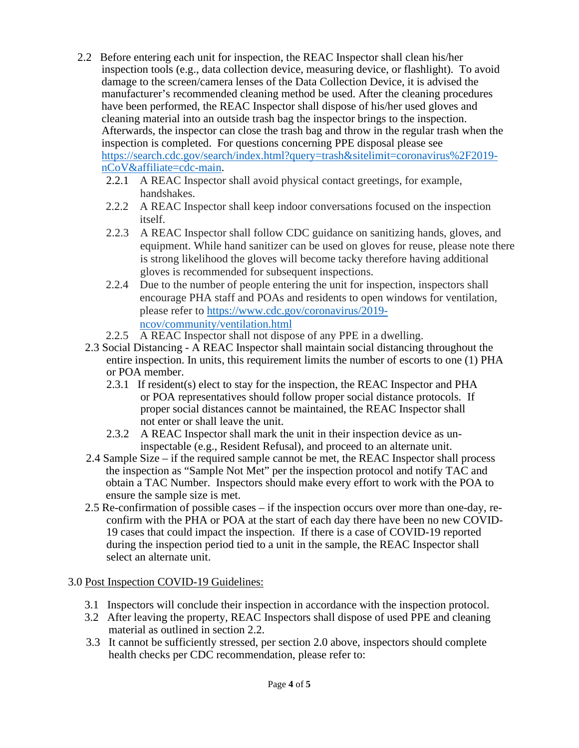2.2 Before entering each unit for inspection, the REAC Inspector shall clean his/her inspection tools (e.g., data collection device, measuring device, or flashlight). To avoid damage to the screen/camera lenses of the Data Collection Device, it is advised the manufacturer's recommended cleaning method be used. After the cleaning procedures have been performed, the REAC Inspector shall dispose of his/her used gloves and cleaning material into an outside trash bag the inspector brings to the inspection. Afterwards, the inspector can close the trash bag and throw in the regular trash when the inspection is completed. For questions concerning PPE disposal please see [https://search.cdc.gov/search/index.html?query=trash&sitelimit=coronavirus%2F2019-nCoV&affiliate=cdc-main](https://search.cdc.gov/search/index.html?query=trash&sitelimit=coronavirus%2F2019-nCoV&affiliate=cdc-main).

- 2.2.1 A REAC Inspector shall avoid physical contact greetings, for example, handshakes.
- 2.2.2 A REAC Inspector shall keep indoor conversations focused on the inspection itself.
- 2.2.3 A REAC Inspector shall follow CDC guidance on sanitizing hands, gloves, and equipment. While hand sanitizer can be used on gloves for reuse, please note there is strong likelihood the gloves will become tacky therefore having additional gloves is recommended for subsequent inspections.
- 2.2.4 Due to the number of people entering the unit for inspection, inspectors shall encourage PHA staff and POAs and residents to open windows for ventilation, please refer to [https://www.cdc.gov/coronavirus/2019-ncov/community/ventilation.html](https://www.cdc.gov/coronavirus/2019-ncov/community/ventilation.html)
- 2.2.5 A REAC Inspector shall not dispose of any PPE in a dwelling.

2.3 Social Distancing - A REAC Inspector shall maintain social distancing throughout the entire inspection. In units, this requirement limits the number of escorts to one (1) PHA or POA member.

- 2.3.1 If resident(s) elect to stay for the inspection, the REAC Inspector and PHA or POA representatives should follow proper social distance protocols. If proper social distances cannot be maintained, the REAC Inspector shall not enter or shall leave the unit.
- 2.3.2 A REAC Inspector shall mark the unit in their inspection device as un-inspectable (e.g., Resident Refusal), and proceed to an alternate unit.

2.4 Sample Size – if the required sample cannot be met, the REAC Inspector shall process the inspection as "Sample Not Met" per the inspection protocol and notify TAC and obtain a TAC Number. Inspectors should make every effort to work with the POA to ensure the sample size is met.

2.5 Re-confirmation of possible cases – if the inspection occurs over more than one-day, re-confirm with the PHA or POA at the start of each day there have been no new COVID-19 cases that could impact the inspection. If there is a case of COVID-19 reported during the inspection period tied to a unit in the sample, the REAC Inspector shall select an alternate unit.

## 3.0 Post Inspection COVID-19 Guidelines:

3.1 Inspectors will conclude their inspection in accordance with the inspection protocol.

3.2 After leaving the property, REAC Inspectors shall dispose of used PPE and cleaning material as outlined in section 2.2.

3.3 It cannot be sufficiently stressed, per section 2.0 above, inspectors should complete health checks per CDC recommendation, please refer to: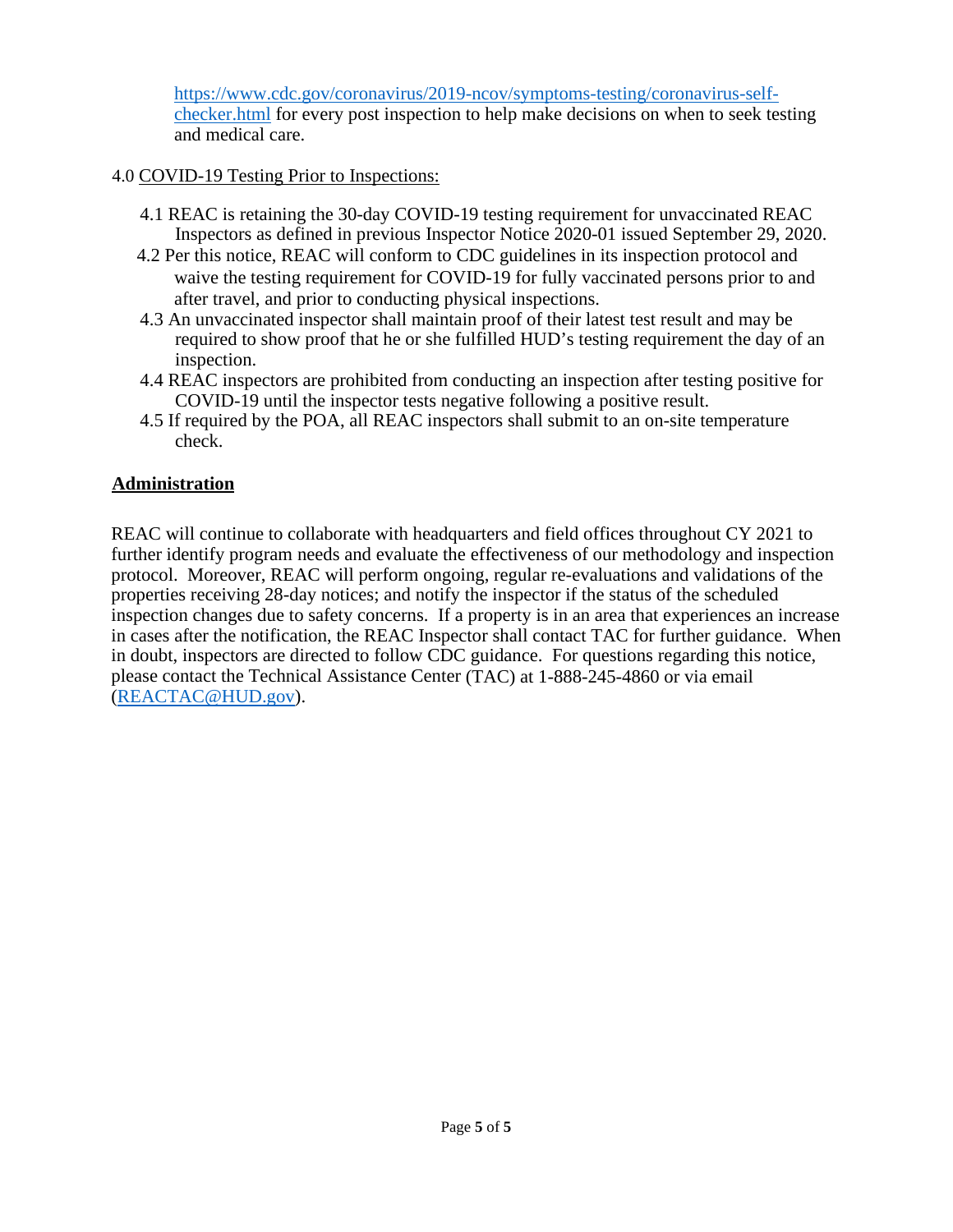https://www.cdc.gov/coronavirus/2019-ncov/symptoms-testing/coronavirus-self-checker.html for every post inspection to help make decisions on when to seek testing and medical care.

4.0 COVID-19 Testing Prior to Inspections:

4.1 REAC is retaining the 30-day COVID-19 testing requirement for unvaccinated REAC Inspectors as defined in previous Inspector Notice 2020-01 issued September 29, 2020.

4.2 Per this notice, REAC will conform to CDC guidelines in its inspection protocol and waive the testing requirement for COVID-19 for fully vaccinated persons prior to and after travel, and prior to conducting physical inspections.

4.3 An unvaccinated inspector shall maintain proof of their latest test result and may be required to show proof that he or she fulfilled HUD's testing requirement the day of an inspection.

4.4 REAC inspectors are prohibited from conducting an inspection after testing positive for COVID-19 until the inspector tests negative following a positive result.

4.5 If required by the POA, all REAC inspectors shall submit to an on-site temperature check.

## Administration

REAC will continue to collaborate with headquarters and field offices throughout CY 2021 to further identify program needs and evaluate the effectiveness of our methodology and inspection protocol. Moreover, REAC will perform ongoing, regular re-evaluations and validations of the properties receiving 28-day notices; and notify the inspector if the status of the scheduled inspection changes due to safety concerns. If a property is in an area that experiences an increase in cases after the notification, the REAC Inspector shall contact TAC for further guidance. When in doubt, inspectors are directed to follow CDC guidance. For questions regarding this notice, please contact the Technical Assistance Center (TAC) at 1-888-245-4860 or via email (REACTAC@HUD.gov).